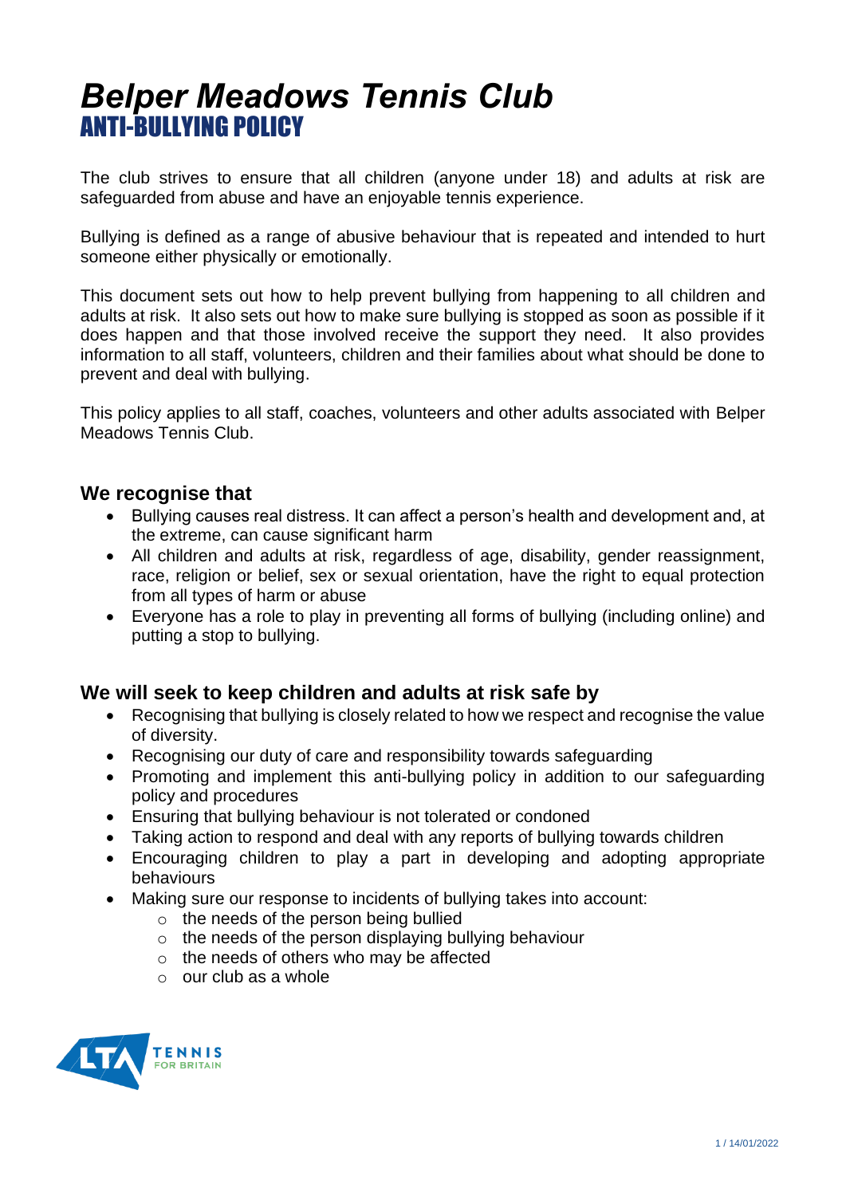# *Belper Meadows Tennis Club*
## ANTI-BULLYING POLICY

The club strives to ensure that all children (anyone under 18) and adults at risk are safeguarded from abuse and have an enjoyable tennis experience.

Bullying is defined as a range of abusive behaviour that is repeated and intended to hurt someone either physically or emotionally.

This document sets out how to help prevent bullying from happening to all children and adults at risk. It also sets out how to make sure bullying is stopped as soon as possible if it does happen and that those involved receive the support they need. It also provides information to all staff, volunteers, children and their families about what should be done to prevent and deal with bullying.

This policy applies to all staff, coaches, volunteers and other adults associated with Belper Meadows Tennis Club.

### We recognise that

- Bullying causes real distress. It can affect a person's health and development and, at the extreme, can cause significant harm
- All children and adults at risk, regardless of age, disability, gender reassignment, race, religion or belief, sex or sexual orientation, have the right to equal protection from all types of harm or abuse
- Everyone has a role to play in preventing all forms of bullying (including online) and putting a stop to bullying.

### We will seek to keep children and adults at risk safe by

- Recognising that bullying is closely related to how we respect and recognise the value of diversity.
- Recognising our duty of care and responsibility towards safeguarding
- Promoting and implement this anti-bullying policy in addition to our safeguarding policy and procedures
- Ensuring that bullying behaviour is not tolerated or condoned
- Taking action to respond and deal with any reports of bullying towards children
- Encouraging children to play a part in developing and adopting appropriate behaviours
- Making sure our response to incidents of bullying takes into account:
  - the needs of the person being bullied
  - the needs of the person displaying bullying behaviour
  - the needs of others who may be affected
  - our club as a whole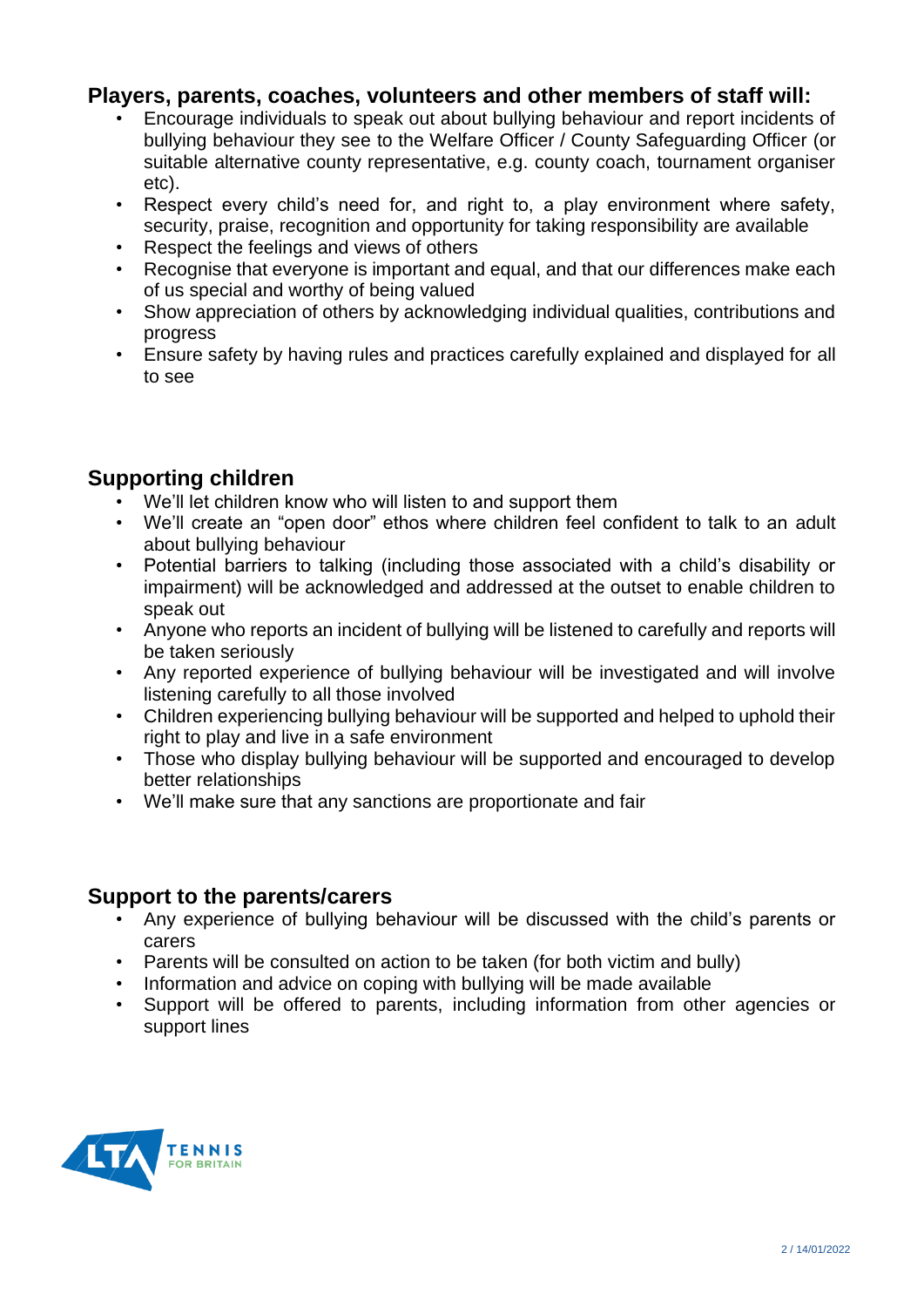## Players, parents, coaches, volunteers and other members of staff will:

- Encourage individuals to speak out about bullying behaviour and report incidents of bullying behaviour they see to the Welfare Officer / County Safeguarding Officer (or suitable alternative county representative, e.g. county coach, tournament organiser etc).
- Respect every child's need for, and right to, a play environment where safety, security, praise, recognition and opportunity for taking responsibility are available
- Respect the feelings and views of others
- Recognise that everyone is important and equal, and that our differences make each of us special and worthy of being valued
- Show appreciation of others by acknowledging individual qualities, contributions and progress
- Ensure safety by having rules and practices carefully explained and displayed for all to see

## Supporting children

- We'll let children know who will listen to and support them
- We'll create an "open door" ethos where children feel confident to talk to an adult about bullying behaviour
- Potential barriers to talking (including those associated with a child's disability or impairment) will be acknowledged and addressed at the outset to enable children to speak out
- Anyone who reports an incident of bullying will be listened to carefully and reports will be taken seriously
- Any reported experience of bullying behaviour will be investigated and will involve listening carefully to all those involved
- Children experiencing bullying behaviour will be supported and helped to uphold their right to play and live in a safe environment
- Those who display bullying behaviour will be supported and encouraged to develop better relationships
- We'll make sure that any sanctions are proportionate and fair

## Support to the parents/carers

- Any experience of bullying behaviour will be discussed with the child's parents or carers
- Parents will be consulted on action to be taken (for both victim and bully)
- Information and advice on coping with bullying will be made available
- Support will be offered to parents, including information from other agencies or support lines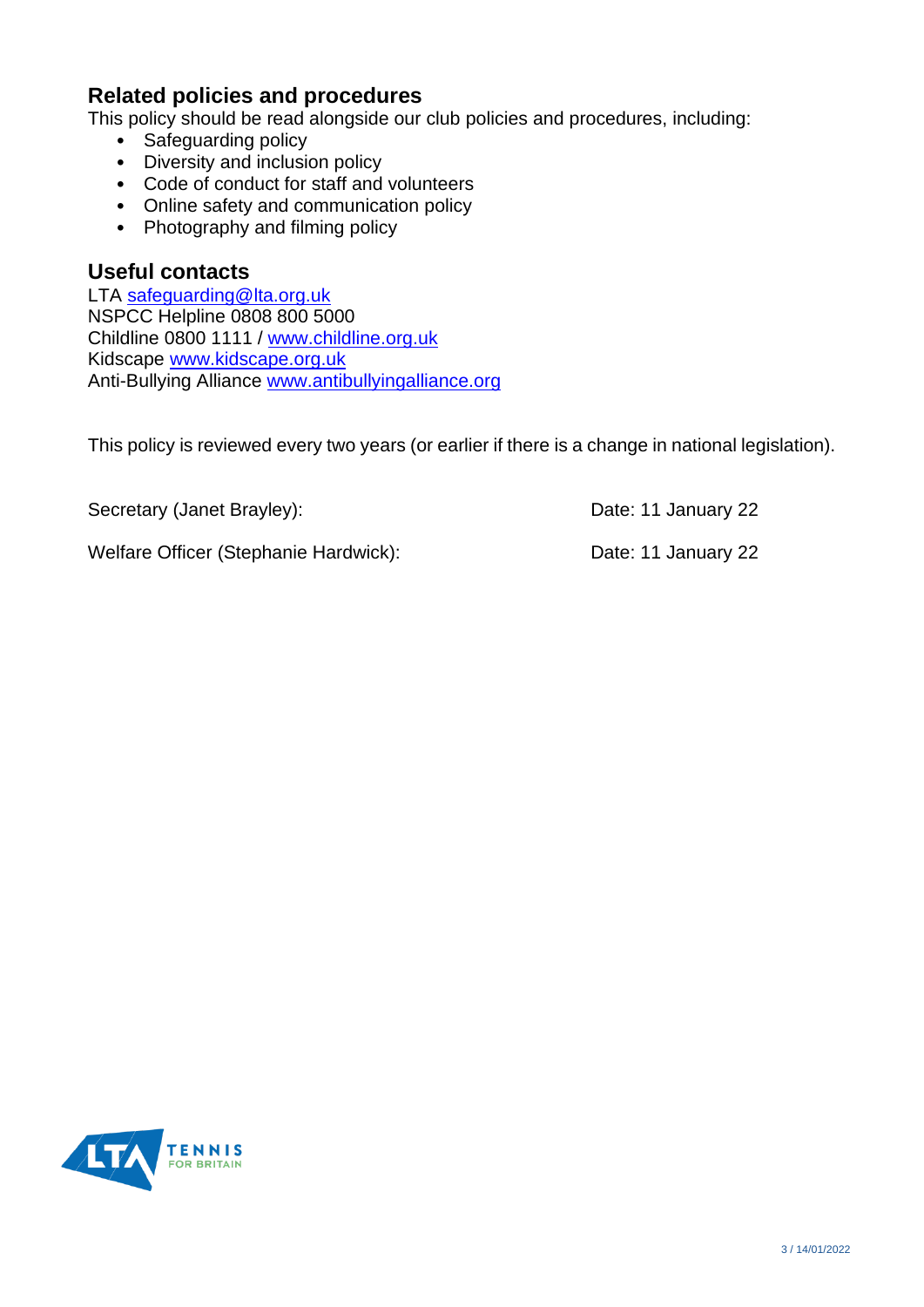## Related policies and procedures

This policy should be read alongside our club policies and procedures, including:

- Safeguarding policy
- Diversity and inclusion policy
- Code of conduct for staff and volunteers
- Online safety and communication policy
- Photography and filming policy

## Useful contacts

LTA safeguarding@lta.org.uk
NSPCC Helpline 0808 800 5000
Childline 0800 1111 / www.childline.org.uk
Kidscape www.kidscape.org.uk
Anti-Bullying Alliance www.antibullyingalliance.org

This policy is reviewed every two years (or earlier if there is a change in national legislation).

Secretary (Janet Brayley): Date: 11 January 22

Welfare Officer (Stephanie Hardwick): Date: 11 January 22